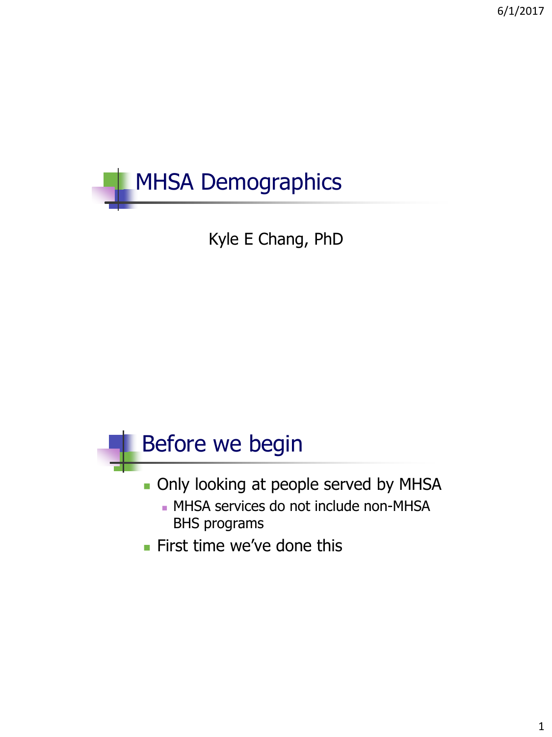# MHSA Demographics

Kyle E Chang, PhD

# Before we begin

- Only looking at people served by MHSA
  - MHSA services do not include non-MHSA BHS programs
- First time we've done this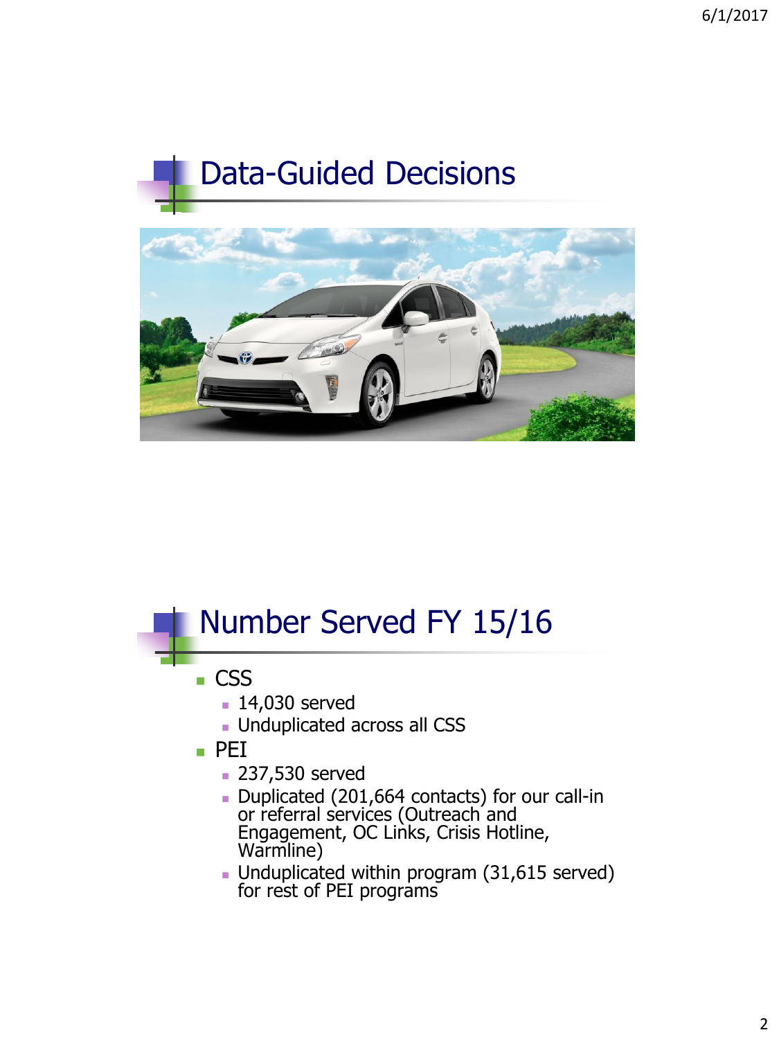# Data-Guided Decisions

# Number Served FY 15/16

- CSS
  - 14,030 served
  - Unduplicated across all CSS
- PEI
  - 237,530 served
  - Duplicated (201,664 contacts) for our call-in or referral services (Outreach and Engagement, OC Links, Crisis Hotline, Warmline)
  - Unduplicated within program (31,615 served) for rest of PEI programs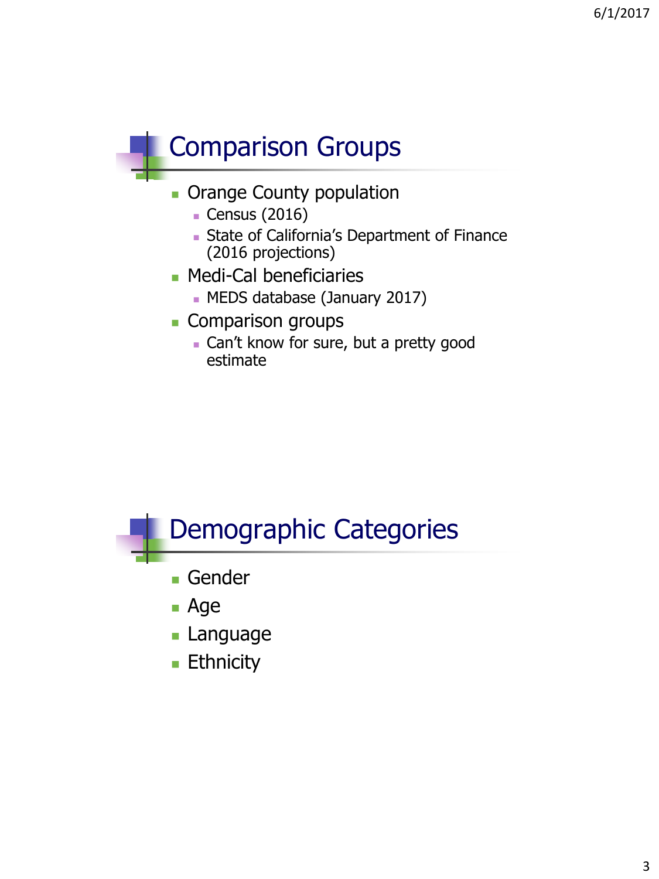## Comparison Groups

- Orange County population
  - Census (2016)
  - State of California's Department of Finance (2016 projections)
- Medi-Cal beneficiaries
  - MEDS database (January 2017)
- Comparison groups
  - Can't know for sure, but a pretty good estimate

## Demographic Categories

- Gender
- Age
- Language
- Ethnicity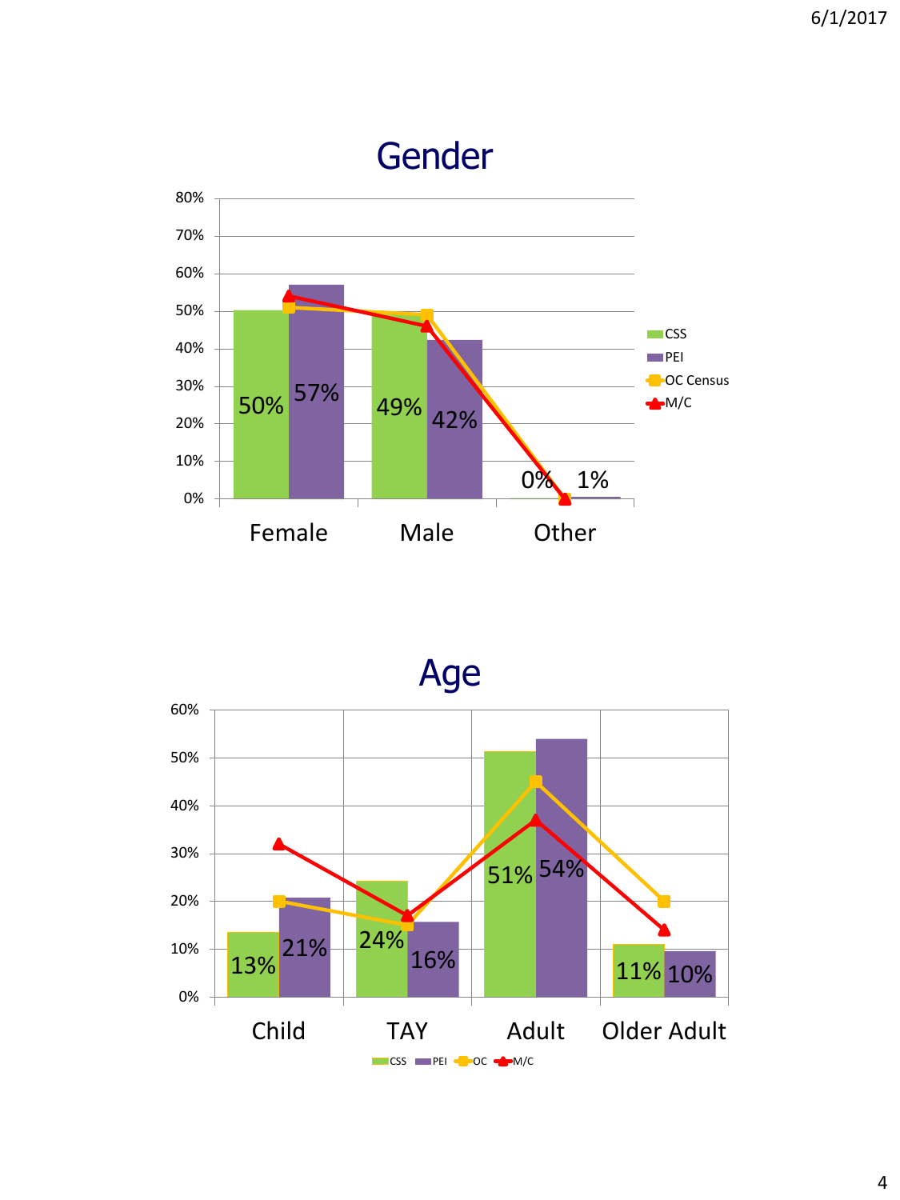## Gender

| | CSS | PEI |
|---|---|---|
| Female | 50% | 57% |
| Male | 49% | 42% |
| Other | 0% | 1% |

Legend: CSS, PEI, OC Census, M/C

## Age

| | CSS | PEI |
|---|---|---|
| Child | 13% | 21% |
| TAY | 24% | 16% |
| Adult | 51% | 54% |
| Older Adult | 11% | 10% |

Legend: CSS, PEI, OC, M/C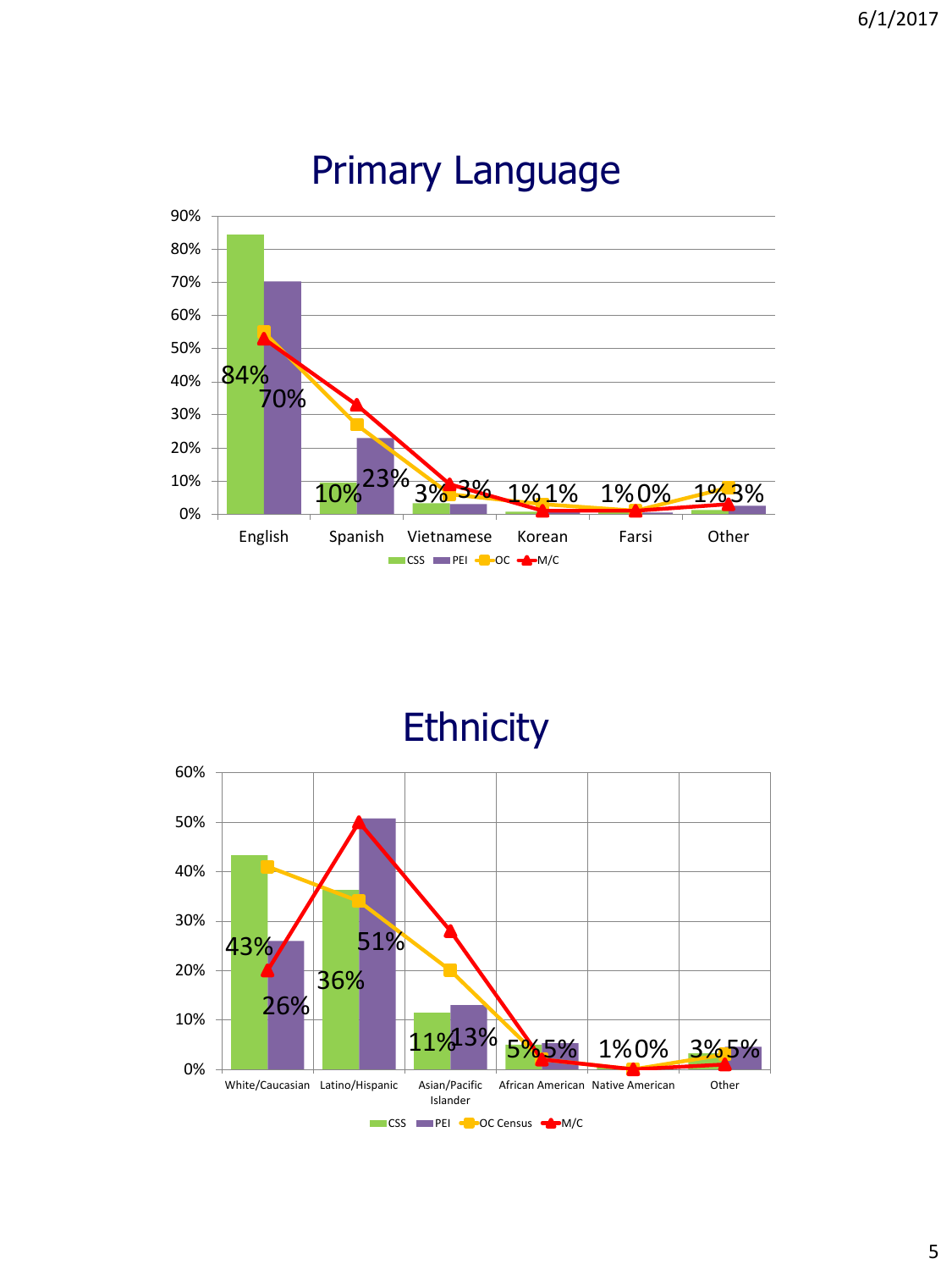# Primary Language

| | English | Spanish | Vietnamese | Korean | Farsi | Other |
|---|---|---|---|---|---|---|
| CSS | 84% | 10% | 3% | 1% | 1% | 1% |
| PEI | 70% | 23% | 3% | 1% | 0% | 3% |

Legend: CSS, PEI, OC, M/C

# Ethnicity

| | White/Caucasian | Latino/Hispanic | Asian/Pacific Islander | African American | Native American | Other |
|---|---|---|---|---|---|---|
| CSS | 43% | 36% | 11% | 5% | 1% | 3% |
| PEI | 26% | 51% | 13% | 5% | 0% | 5% |

Legend: CSS, PEI, OC Census, M/C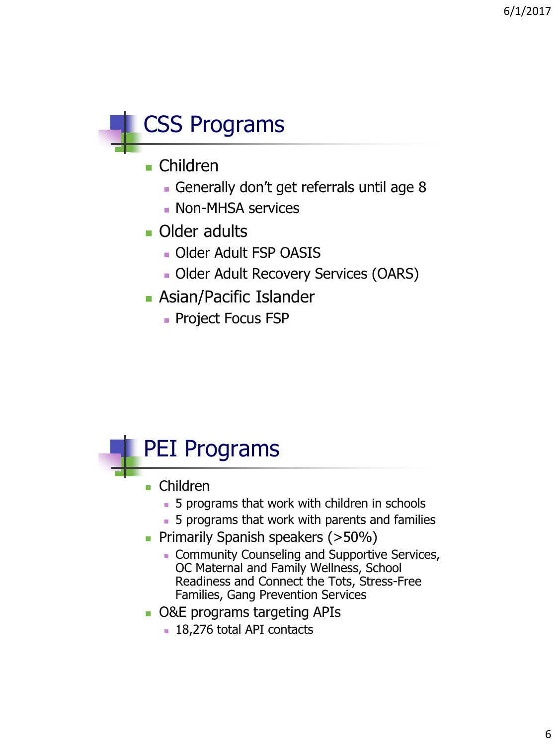## CSS Programs

- Children
  - Generally don't get referrals until age 8
  - Non-MHSA services
- Older adults
  - Older Adult FSP OASIS
  - Older Adult Recovery Services (OARS)
- Asian/Pacific Islander
  - Project Focus FSP

## PEI Programs

- Children
  - 5 programs that work with children in schools
  - 5 programs that work with parents and families
- Primarily Spanish speakers (>50%)
  - Community Counseling and Supportive Services, OC Maternal and Family Wellness, School Readiness and Connect the Tots, Stress-Free Families, Gang Prevention Services
- O&E programs targeting APIs
  - 18,276 total API contacts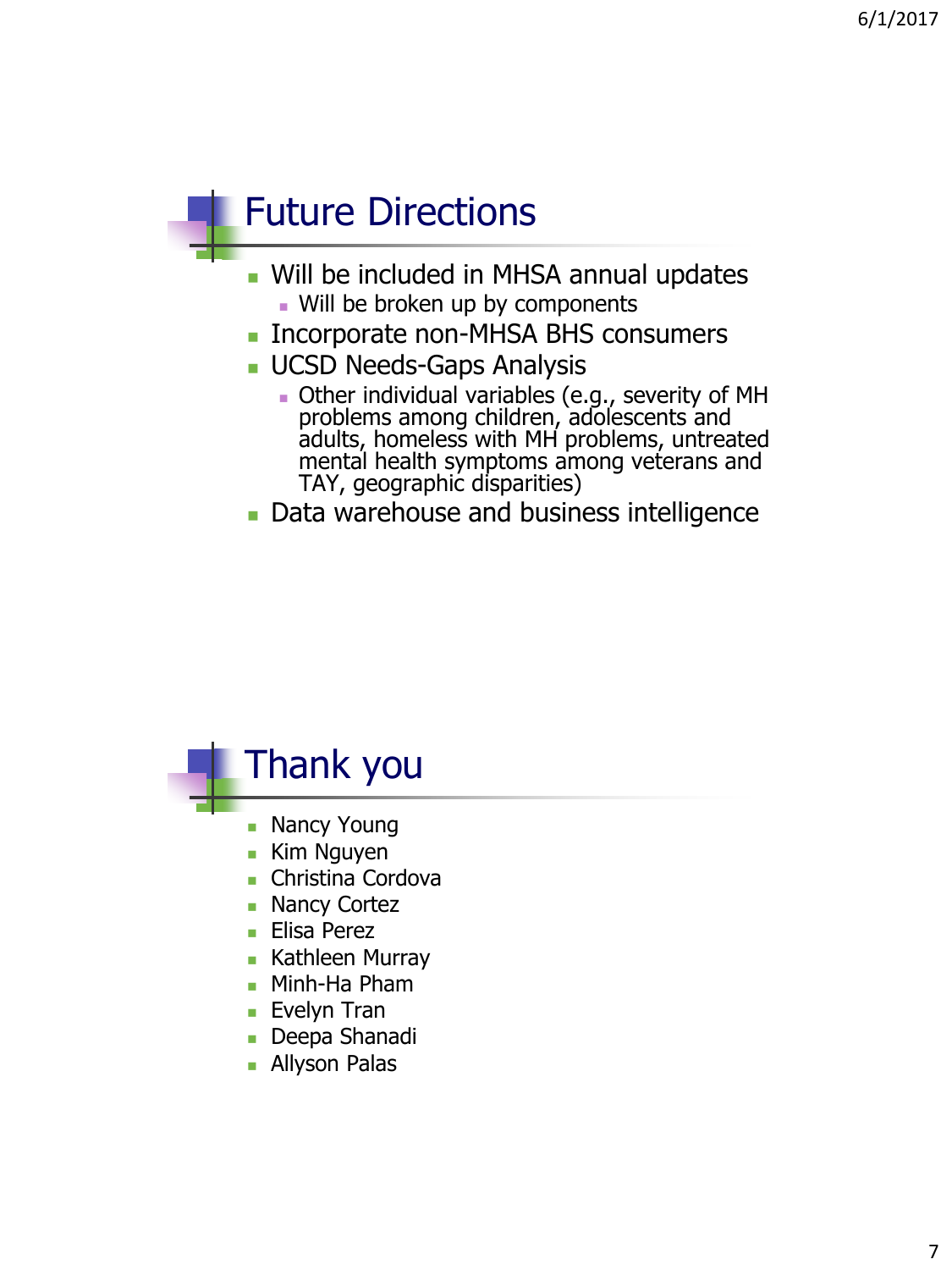## Future Directions

- Will be included in MHSA annual updates
  - Will be broken up by components
- Incorporate non-MHSA BHS consumers
- UCSD Needs-Gaps Analysis
  - Other individual variables (e.g., severity of MH problems among children, adolescents and adults, homeless with MH problems, untreated mental health symptoms among veterans and TAY, geographic disparities)
- Data warehouse and business intelligence

## Thank you

- Nancy Young
- Kim Nguyen
- Christina Cordova
- Nancy Cortez
- Elisa Perez
- Kathleen Murray
- Minh-Ha Pham
- Evelyn Tran
- Deepa Shanadi
- Allyson Palas